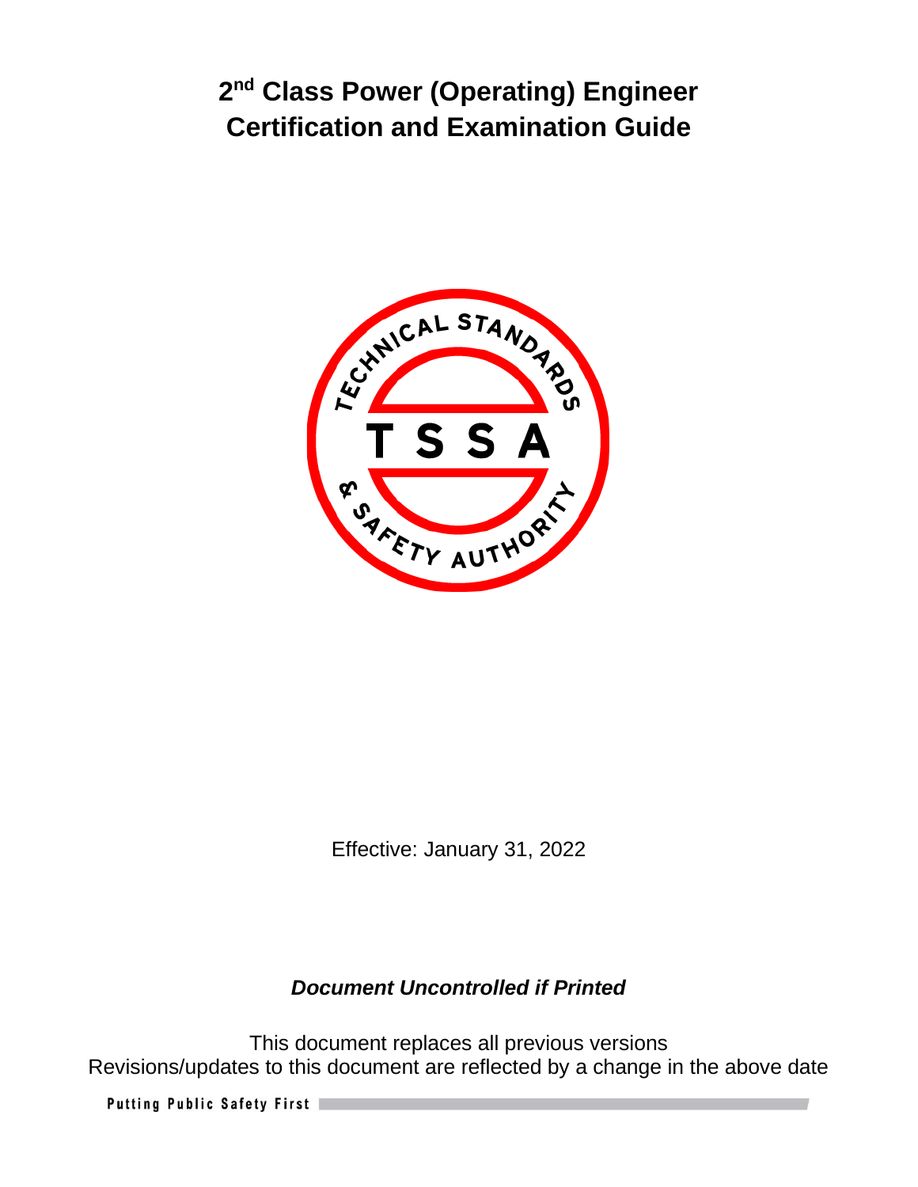# 2nd Class Power (Operating) Engineer Certification and Examination Guide

Effective: January 31, 2022

***Document Uncontrolled if Printed***

This document replaces all previous versions
Revisions/updates to this document are reflected by a change in the above date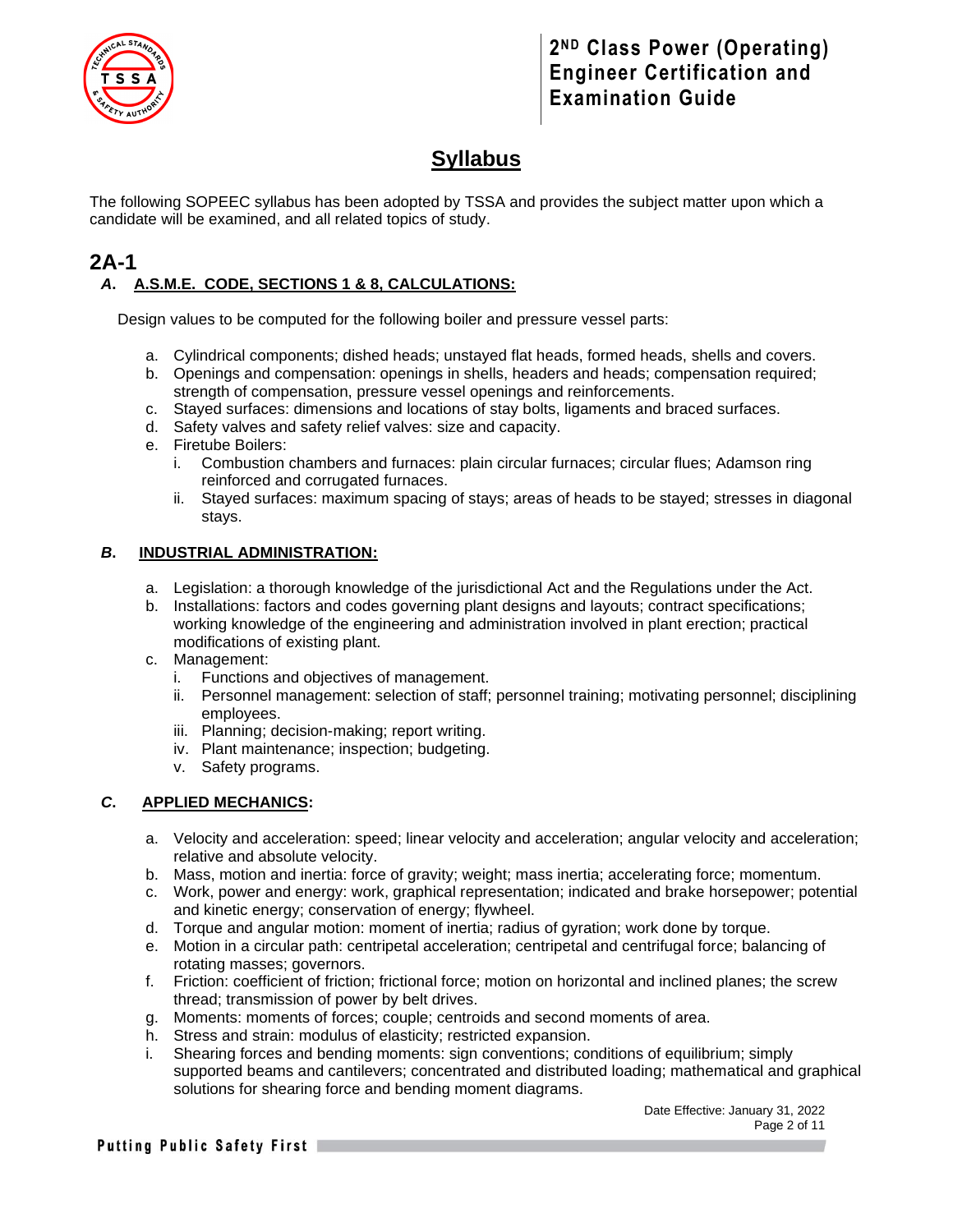# Syllabus

The following SOPEEC syllabus has been adopted by TSSA and provides the subject matter upon which a candidate will be examined, and all related topics of study.

## 2A-1

### *A.* A.S.M.E. CODE, SECTIONS 1 & 8, CALCULATIONS:

Design values to be computed for the following boiler and pressure vessel parts:

a. Cylindrical components; dished heads; unstayed flat heads, formed heads, shells and covers.
b. Openings and compensation: openings in shells, headers and heads; compensation required; strength of compensation, pressure vessel openings and reinforcements.
c. Stayed surfaces: dimensions and locations of stay bolts, ligaments and braced surfaces.
d. Safety valves and safety relief valves: size and capacity.
e. Firetube Boilers:
   i. Combustion chambers and furnaces: plain circular furnaces; circular flues; Adamson ring reinforced and corrugated furnaces.
   ii. Stayed surfaces: maximum spacing of stays; areas of heads to be stayed; stresses in diagonal stays.

### *B.* INDUSTRIAL ADMINISTRATION:

a. Legislation: a thorough knowledge of the jurisdictional Act and the Regulations under the Act.
b. Installations: factors and codes governing plant designs and layouts; contract specifications; working knowledge of the engineering and administration involved in plant erection; practical modifications of existing plant.
c. Management:
   i. Functions and objectives of management.
   ii. Personnel management: selection of staff; personnel training; motivating personnel; disciplining employees.
   iii. Planning; decision-making; report writing.
   iv. Plant maintenance; inspection; budgeting.
   v. Safety programs.

### *C.* APPLIED MECHANICS:

a. Velocity and acceleration: speed; linear velocity and acceleration; angular velocity and acceleration; relative and absolute velocity.
b. Mass, motion and inertia: force of gravity; weight; mass inertia; accelerating force; momentum.
c. Work, power and energy: work, graphical representation; indicated and brake horsepower; potential and kinetic energy; conservation of energy; flywheel.
d. Torque and angular motion: moment of inertia; radius of gyration; work done by torque.
e. Motion in a circular path: centripetal acceleration; centripetal and centrifugal force; balancing of rotating masses; governors.
f. Friction: coefficient of friction; frictional force; motion on horizontal and inclined planes; the screw thread; transmission of power by belt drives.
g. Moments: moments of forces; couple; centroids and second moments of area.
h. Stress and strain: modulus of elasticity; restricted expansion.
i. Shearing forces and bending moments: sign conventions; conditions of equilibrium; simply supported beams and cantilevers; concentrated and distributed loading; mathematical and graphical solutions for shearing force and bending moment diagrams.

Date Effective: January 31, 2022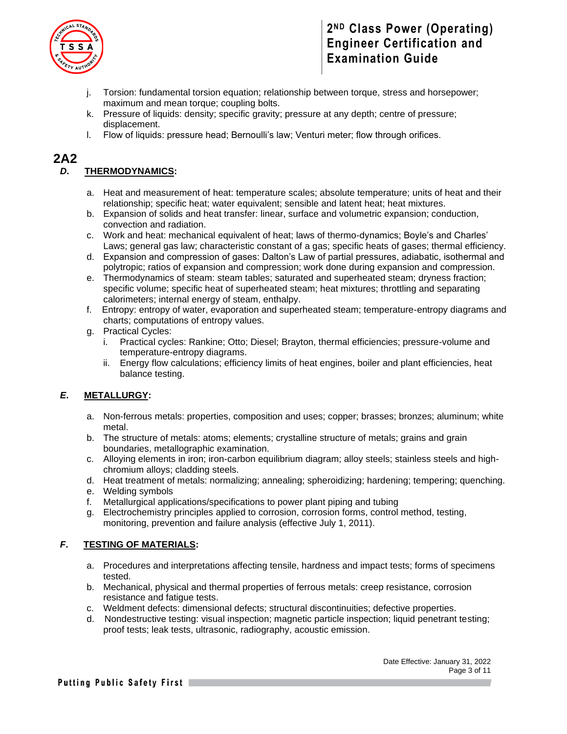j. Torsion: fundamental torsion equation; relationship between torque, stress and horsepower; maximum and mean torque; coupling bolts.
k. Pressure of liquids: density; specific gravity; pressure at any depth; centre of pressure; displacement.
l. Flow of liquids: pressure head; Bernoulli's law; Venturi meter; flow through orifices.

# 2A2

## *D.* THERMODYNAMICS:

a. Heat and measurement of heat: temperature scales; absolute temperature; units of heat and their relationship; specific heat; water equivalent; sensible and latent heat; heat mixtures.
b. Expansion of solids and heat transfer: linear, surface and volumetric expansion; conduction, convection and radiation.
c. Work and heat: mechanical equivalent of heat; laws of thermo-dynamics; Boyle's and Charles' Laws; general gas law; characteristic constant of a gas; specific heats of gases; thermal efficiency.
d. Expansion and compression of gases: Dalton's Law of partial pressures, adiabatic, isothermal and polytropic; ratios of expansion and compression; work done during expansion and compression.
e. Thermodynamics of steam: steam tables; saturated and superheated steam; dryness fraction; specific volume; specific heat of superheated steam; heat mixtures; throttling and separating calorimeters; internal energy of steam, enthalpy.
f. Entropy: entropy of water, evaporation and superheated steam; temperature-entropy diagrams and charts; computations of entropy values.
g. Practical Cycles:
   i. Practical cycles: Rankine; Otto; Diesel; Brayton, thermal efficiencies; pressure-volume and temperature-entropy diagrams.
   ii. Energy flow calculations; efficiency limits of heat engines, boiler and plant efficiencies, heat balance testing.

## *E.* METALLURGY:

a. Non-ferrous metals: properties, composition and uses; copper; brasses; bronzes; aluminum; white metal.
b. The structure of metals: atoms; elements; crystalline structure of metals; grains and grain boundaries, metallographic examination.
c. Alloying elements in iron; iron-carbon equilibrium diagram; alloy steels; stainless steels and high-chromium alloys; cladding steels.
d. Heat treatment of metals: normalizing; annealing; spheroidizing; hardening; tempering; quenching.
e. Welding symbols
f. Metallurgical applications/specifications to power plant piping and tubing
g. Electrochemistry principles applied to corrosion, corrosion forms, control method, testing, monitoring, prevention and failure analysis (effective July 1, 2011).

## *F.* TESTING OF MATERIALS:

a. Procedures and interpretations affecting tensile, hardness and impact tests; forms of specimens tested.
b. Mechanical, physical and thermal properties of ferrous metals: creep resistance, corrosion resistance and fatigue tests.
c. Weldment defects: dimensional defects; structural discontinuities; defective properties.
d. Nondestructive testing: visual inspection; magnetic particle inspection; liquid penetrant testing; proof tests; leak tests, ultrasonic, radiography, acoustic emission.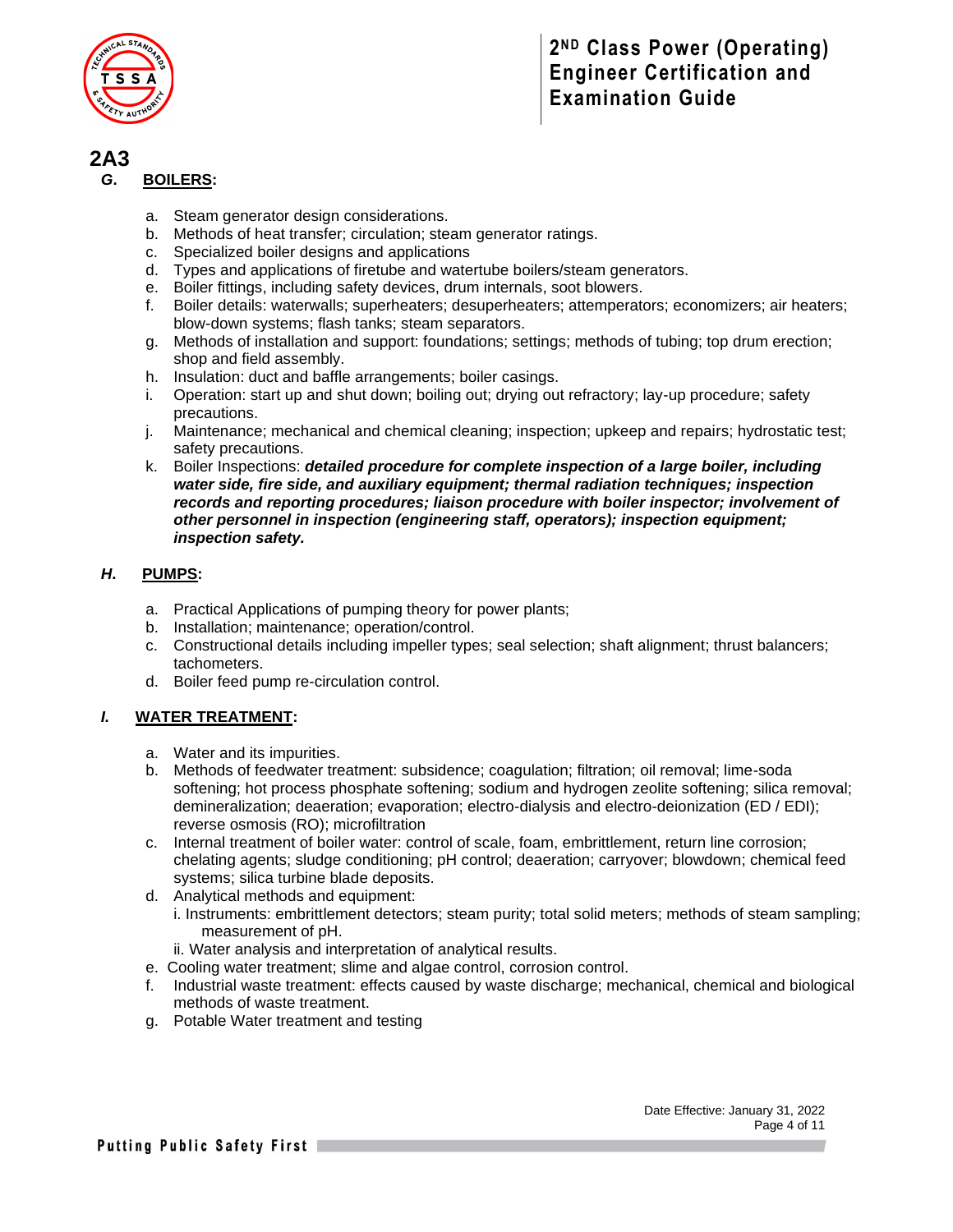## 2A3

### *G.* **BOILERS:**

a. Steam generator design considerations.
b. Methods of heat transfer; circulation; steam generator ratings.
c. Specialized boiler designs and applications
d. Types and applications of firetube and watertube boilers/steam generators.
e. Boiler fittings, including safety devices, drum internals, soot blowers.
f. Boiler details: waterwalls; superheaters; desuperheaters; attemperators; economizers; air heaters; blow-down systems; flash tanks; steam separators.
g. Methods of installation and support: foundations; settings; methods of tubing; top drum erection; shop and field assembly.
h. Insulation: duct and baffle arrangements; boiler casings.
i. Operation: start up and shut down; boiling out; drying out refractory; lay-up procedure; safety precautions.
j. Maintenance; mechanical and chemical cleaning; inspection; upkeep and repairs; hydrostatic test; safety precautions.
k. Boiler Inspections: ***detailed procedure for complete inspection of a large boiler, including water side, fire side, and auxiliary equipment; thermal radiation techniques; inspection records and reporting procedures; liaison procedure with boiler inspector; involvement of other personnel in inspection (engineering staff, operators); inspection equipment; inspection safety.***

### *H.* **PUMPS:**

a. Practical Applications of pumping theory for power plants;
b. Installation; maintenance; operation/control.
c. Constructional details including impeller types; seal selection; shaft alignment; thrust balancers; tachometers.
d. Boiler feed pump re-circulation control.

### *I.* **WATER TREATMENT:**

a. Water and its impurities.
b. Methods of feedwater treatment: subsidence; coagulation; filtration; oil removal; lime-soda softening; hot process phosphate softening; sodium and hydrogen zeolite softening; silica removal; demineralization; deaeration; evaporation; electro-dialysis and electro-deionization (ED / EDI); reverse osmosis (RO); microfiltration
c. Internal treatment of boiler water: control of scale, foam, embrittlement, return line corrosion; chelating agents; sludge conditioning; pH control; deaeration; carryover; blowdown; chemical feed systems; silica turbine blade deposits.
d. Analytical methods and equipment:
   i. Instruments: embrittlement detectors; steam purity; total solid meters; methods of steam sampling; measurement of pH.
   ii. Water analysis and interpretation of analytical results.
e. Cooling water treatment; slime and algae control, corrosion control.
f. Industrial waste treatment: effects caused by waste discharge; mechanical, chemical and biological methods of waste treatment.
g. Potable Water treatment and testing

Date Effective: January 31, 2022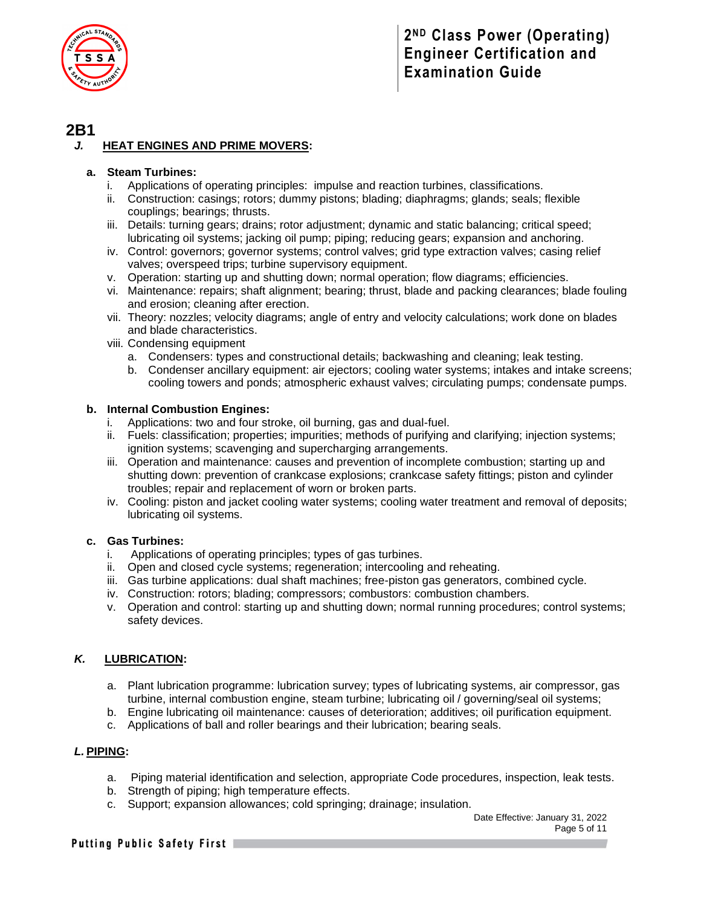## 2B1

### *J.* HEAT ENGINES AND PRIME MOVERS:

**a. Steam Turbines:**

i. Applications of operating principles: impulse and reaction turbines, classifications.
ii. Construction: casings; rotors; dummy pistons; blading; diaphragms; glands; seals; flexible couplings; bearings; thrusts.
iii. Details: turning gears; drains; rotor adjustment; dynamic and static balancing; critical speed; lubricating oil systems; jacking oil pump; piping; reducing gears; expansion and anchoring.
iv. Control: governors; governor systems; control valves; grid type extraction valves; casing relief valves; overspeed trips; turbine supervisory equipment.
v. Operation: starting up and shutting down; normal operation; flow diagrams; efficiencies.
vi. Maintenance: repairs; shaft alignment; bearing; thrust, blade and packing clearances; blade fouling and erosion; cleaning after erection.
vii. Theory: nozzles; velocity diagrams; angle of entry and velocity calculations; work done on blades and blade characteristics.
viii. Condensing equipment
   a. Condensers: types and constructional details; backwashing and cleaning; leak testing.
   b. Condenser ancillary equipment: air ejectors; cooling water systems; intakes and intake screens; cooling towers and ponds; atmospheric exhaust valves; circulating pumps; condensate pumps.

**b. Internal Combustion Engines:**

i. Applications: two and four stroke, oil burning, gas and dual-fuel.
ii. Fuels: classification; properties; impurities; methods of purifying and clarifying; injection systems; ignition systems; scavenging and supercharging arrangements.
iii. Operation and maintenance: causes and prevention of incomplete combustion; starting up and shutting down: prevention of crankcase explosions; crankcase safety fittings; piston and cylinder troubles; repair and replacement of worn or broken parts.
iv. Cooling: piston and jacket cooling water systems; cooling water treatment and removal of deposits; lubricating oil systems.

**c. Gas Turbines:**

i. Applications of operating principles; types of gas turbines.
ii. Open and closed cycle systems; regeneration; intercooling and reheating.
iii. Gas turbine applications: dual shaft machines; free-piston gas generators, combined cycle.
iv. Construction: rotors; blading; compressors; combustors: combustion chambers.
v. Operation and control: starting up and shutting down; normal running procedures; control systems; safety devices.

### *K.* LUBRICATION:

a. Plant lubrication programme: lubrication survey; types of lubricating systems, air compressor, gas turbine, internal combustion engine, steam turbine; lubricating oil / governing/seal oil systems;
b. Engine lubricating oil maintenance: causes of deterioration; additives; oil purification equipment.
c. Applications of ball and roller bearings and their lubrication; bearing seals.

### *L.* PIPING:

a. Piping material identification and selection, appropriate Code procedures, inspection, leak tests.
b. Strength of piping; high temperature effects.
c. Support; expansion allowances; cold springing; drainage; insulation.

Date Effective: January 31, 2022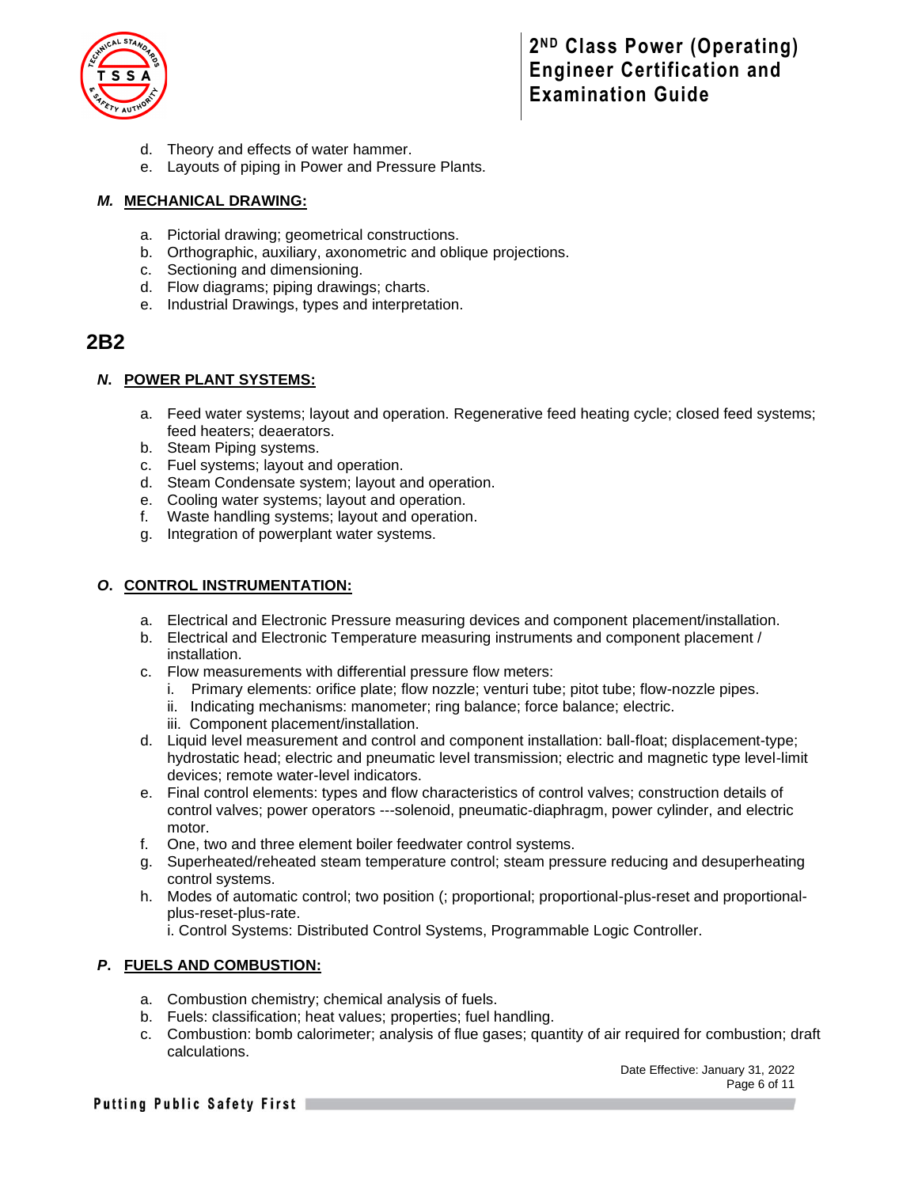d. Theory and effects of water hammer.
e. Layouts of piping in Power and Pressure Plants.

### *M.* MECHANICAL DRAWING:

a. Pictorial drawing; geometrical constructions.
b. Orthographic, auxiliary, axonometric and oblique projections.
c. Sectioning and dimensioning.
d. Flow diagrams; piping drawings; charts.
e. Industrial Drawings, types and interpretation.

## 2B2

### *N.* POWER PLANT SYSTEMS:

a. Feed water systems; layout and operation. Regenerative feed heating cycle; closed feed systems; feed heaters; deaerators.
b. Steam Piping systems.
c. Fuel systems; layout and operation.
d. Steam Condensate system; layout and operation.
e. Cooling water systems; layout and operation.
f. Waste handling systems; layout and operation.
g. Integration of powerplant water systems.

### *O.* CONTROL INSTRUMENTATION:

a. Electrical and Electronic Pressure measuring devices and component placement/installation.
b. Electrical and Electronic Temperature measuring instruments and component placement / installation.
c. Flow measurements with differential pressure flow meters:
   i. Primary elements: orifice plate; flow nozzle; venturi tube; pitot tube; flow-nozzle pipes.
   ii. Indicating mechanisms: manometer; ring balance; force balance; electric.
   iii. Component placement/installation.
d. Liquid level measurement and control and component installation: ball-float; displacement-type; hydrostatic head; electric and pneumatic level transmission; electric and magnetic type level-limit devices; remote water-level indicators.
e. Final control elements: types and flow characteristics of control valves; construction details of control valves; power operators ---solenoid, pneumatic-diaphragm, power cylinder, and electric motor.
f. One, two and three element boiler feedwater control systems.
g. Superheated/reheated steam temperature control; steam pressure reducing and desuperheating control systems.
h. Modes of automatic control; two position (; proportional; proportional-plus-reset and proportional-plus-reset-plus-rate.
   i. Control Systems: Distributed Control Systems, Programmable Logic Controller.

### *P.* FUELS AND COMBUSTION:

a. Combustion chemistry; chemical analysis of fuels.
b. Fuels: classification; heat values; properties; fuel handling.
c. Combustion: bomb calorimeter; analysis of flue gases; quantity of air required for combustion; draft calculations.

Date Effective: January 31, 2022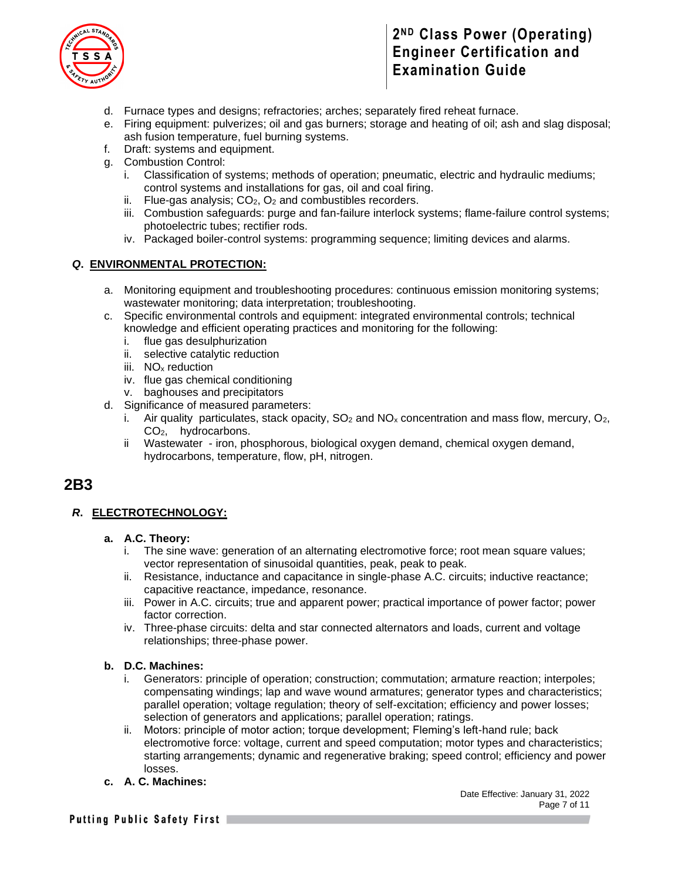d. Furnace types and designs; refractories; arches; separately fired reheat furnace.
e. Firing equipment: pulverizes; oil and gas burners; storage and heating of oil; ash and slag disposal; ash fusion temperature, fuel burning systems.
f. Draft: systems and equipment.
g. Combustion Control:
   i. Classification of systems; methods of operation; pneumatic, electric and hydraulic mediums; control systems and installations for gas, oil and coal firing.
   ii. Flue-gas analysis; $CO_2$, $O_2$ and combustibles recorders.
   iii. Combustion safeguards: purge and fan-failure interlock systems; flame-failure control systems; photoelectric tubes; rectifier rods.
   iv. Packaged boiler-control systems: programming sequence; limiting devices and alarms.

### *Q.* ENVIRONMENTAL PROTECTION:

a. Monitoring equipment and troubleshooting procedures: continuous emission monitoring systems; wastewater monitoring; data interpretation; troubleshooting.
c. Specific environmental controls and equipment: integrated environmental controls; technical knowledge and efficient operating practices and monitoring for the following:
   i. flue gas desulphurization
   ii. selective catalytic reduction
   iii. $NO_x$ reduction
   iv. flue gas chemical conditioning
   v. baghouses and precipitators
d. Significance of measured parameters:
   i. Air quality particulates, stack opacity, $SO_2$ and $NO_x$ concentration and mass flow, mercury, $O_2$, $CO_2$, hydrocarbons.
   ii Wastewater - iron, phosphorous, biological oxygen demand, chemical oxygen demand, hydrocarbons, temperature, flow, pH, nitrogen.

## 2B3

### *R.* ELECTROTECHNOLOGY:

**a. A.C. Theory:**
   i. The sine wave: generation of an alternating electromotive force; root mean square values; vector representation of sinusoidal quantities, peak, peak to peak.
   ii. Resistance, inductance and capacitance in single-phase A.C. circuits; inductive reactance; capacitive reactance, impedance, resonance.
   iii. Power in A.C. circuits; true and apparent power; practical importance of power factor; power factor correction.
   iv. Three-phase circuits: delta and star connected alternators and loads, current and voltage relationships; three-phase power.

**b. D.C. Machines:**
   i. Generators: principle of operation; construction; commutation; armature reaction; interpoles; compensating windings; lap and wave wound armatures; generator types and characteristics; parallel operation; voltage regulation; theory of self-excitation; efficiency and power losses; selection of generators and applications; parallel operation; ratings.
   ii. Motors: principle of motor action; torque development; Fleming's left-hand rule; back electromotive force: voltage, current and speed computation; motor types and characteristics; starting arrangements; dynamic and regenerative braking; speed control; efficiency and power losses.

**c. A. C. Machines:**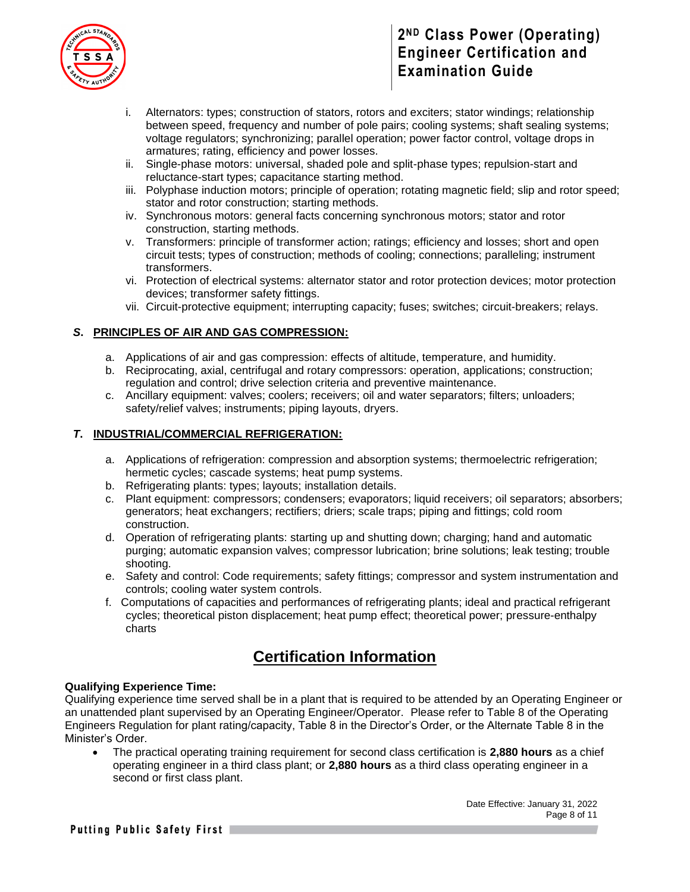i. Alternators: types; construction of stators, rotors and exciters; stator windings; relationship between speed, frequency and number of pole pairs; cooling systems; shaft sealing systems; voltage regulators; synchronizing; parallel operation; power factor control, voltage drops in armatures; rating, efficiency and power losses.
ii. Single-phase motors: universal, shaded pole and split-phase types; repulsion-start and reluctance-start types; capacitance starting method.
iii. Polyphase induction motors; principle of operation; rotating magnetic field; slip and rotor speed; stator and rotor construction; starting methods.
iv. Synchronous motors: general facts concerning synchronous motors; stator and rotor construction, starting methods.
v. Transformers: principle of transformer action; ratings; efficiency and losses; short and open circuit tests; types of construction; methods of cooling; connections; paralleling; instrument transformers.
vi. Protection of electrical systems: alternator stator and rotor protection devices; motor protection devices; transformer safety fittings.
vii. Circuit-protective equipment; interrupting capacity; fuses; switches; circuit-breakers; relays.

### *S.* PRINCIPLES OF AIR AND GAS COMPRESSION:

a. Applications of air and gas compression: effects of altitude, temperature, and humidity.
b. Reciprocating, axial, centrifugal and rotary compressors: operation, applications; construction; regulation and control; drive selection criteria and preventive maintenance.
c. Ancillary equipment: valves; coolers; receivers; oil and water separators; filters; unloaders; safety/relief valves; instruments; piping layouts, dryers.

### *T.* INDUSTRIAL/COMMERCIAL REFRIGERATION:

a. Applications of refrigeration: compression and absorption systems; thermoelectric refrigeration; hermetic cycles; cascade systems; heat pump systems.
b. Refrigerating plants: types; layouts; installation details.
c. Plant equipment: compressors; condensers; evaporators; liquid receivers; oil separators; absorbers; generators; heat exchangers; rectifiers; driers; scale traps; piping and fittings; cold room construction.
d. Operation of refrigerating plants: starting up and shutting down; charging; hand and automatic purging; automatic expansion valves; compressor lubrication; brine solutions; leak testing; trouble shooting.
e. Safety and control: Code requirements; safety fittings; compressor and system instrumentation and controls; cooling water system controls.
f. Computations of capacities and performances of refrigerating plants; ideal and practical refrigerant cycles; theoretical piston displacement; heat pump effect; theoretical power; pressure-enthalpy charts

## Certification Information

**Qualifying Experience Time:**
Qualifying experience time served shall be in a plant that is required to be attended by an Operating Engineer or an unattended plant supervised by an Operating Engineer/Operator. Please refer to Table 8 of the Operating Engineers Regulation for plant rating/capacity, Table 8 in the Director's Order, or the Alternate Table 8 in the Minister's Order.

- The practical operating training requirement for second class certification is **2,880 hours** as a chief operating engineer in a third class plant; or **2,880 hours** as a third class operating engineer in a second or first class plant.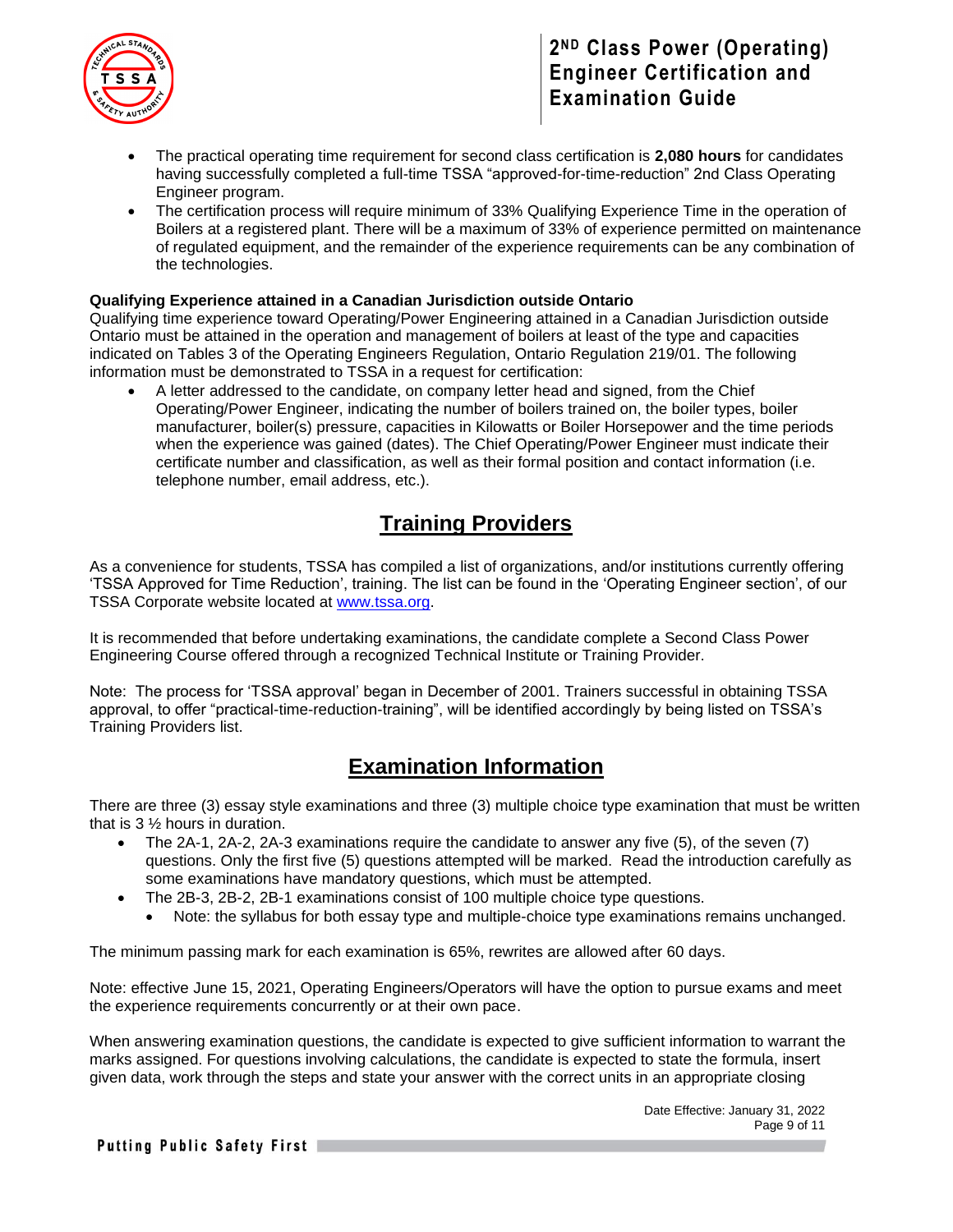- The practical operating time requirement for second class certification is **2,080 hours** for candidates having successfully completed a full-time TSSA "approved-for-time-reduction" 2nd Class Operating Engineer program.
- The certification process will require minimum of 33% Qualifying Experience Time in the operation of Boilers at a registered plant. There will be a maximum of 33% of experience permitted on maintenance of regulated equipment, and the remainder of the experience requirements can be any combination of the technologies.

**Qualifying Experience attained in a Canadian Jurisdiction outside Ontario**

Qualifying time experience toward Operating/Power Engineering attained in a Canadian Jurisdiction outside Ontario must be attained in the operation and management of boilers at least of the type and capacities indicated on Tables 3 of the Operating Engineers Regulation, Ontario Regulation 219/01. The following information must be demonstrated to TSSA in a request for certification:

- A letter addressed to the candidate, on company letter head and signed, from the Chief Operating/Power Engineer, indicating the number of boilers trained on, the boiler types, boiler manufacturer, boiler(s) pressure, capacities in Kilowatts or Boiler Horsepower and the time periods when the experience was gained (dates). The Chief Operating/Power Engineer must indicate their certificate number and classification, as well as their formal position and contact information (i.e. telephone number, email address, etc.).

## Training Providers

As a convenience for students, TSSA has compiled a list of organizations, and/or institutions currently offering 'TSSA Approved for Time Reduction', training. The list can be found in the 'Operating Engineer section', of our TSSA Corporate website located at www.tssa.org.

It is recommended that before undertaking examinations, the candidate complete a Second Class Power Engineering Course offered through a recognized Technical Institute or Training Provider.

Note: The process for 'TSSA approval' began in December of 2001. Trainers successful in obtaining TSSA approval, to offer "practical-time-reduction-training", will be identified accordingly by being listed on TSSA's Training Providers list.

## Examination Information

There are three (3) essay style examinations and three (3) multiple choice type examination that must be written that is 3 ½ hours in duration.

- The 2A-1, 2A-2, 2A-3 examinations require the candidate to answer any five (5), of the seven (7) questions. Only the first five (5) questions attempted will be marked. Read the introduction carefully as some examinations have mandatory questions, which must be attempted.
- The 2B-3, 2B-2, 2B-1 examinations consist of 100 multiple choice type questions.
  - Note: the syllabus for both essay type and multiple-choice type examinations remains unchanged.

The minimum passing mark for each examination is 65%, rewrites are allowed after 60 days.

Note: effective June 15, 2021, Operating Engineers/Operators will have the option to pursue exams and meet the experience requirements concurrently or at their own pace.

When answering examination questions, the candidate is expected to give sufficient information to warrant the marks assigned. For questions involving calculations, the candidate is expected to state the formula, insert given data, work through the steps and state your answer with the correct units in an appropriate closing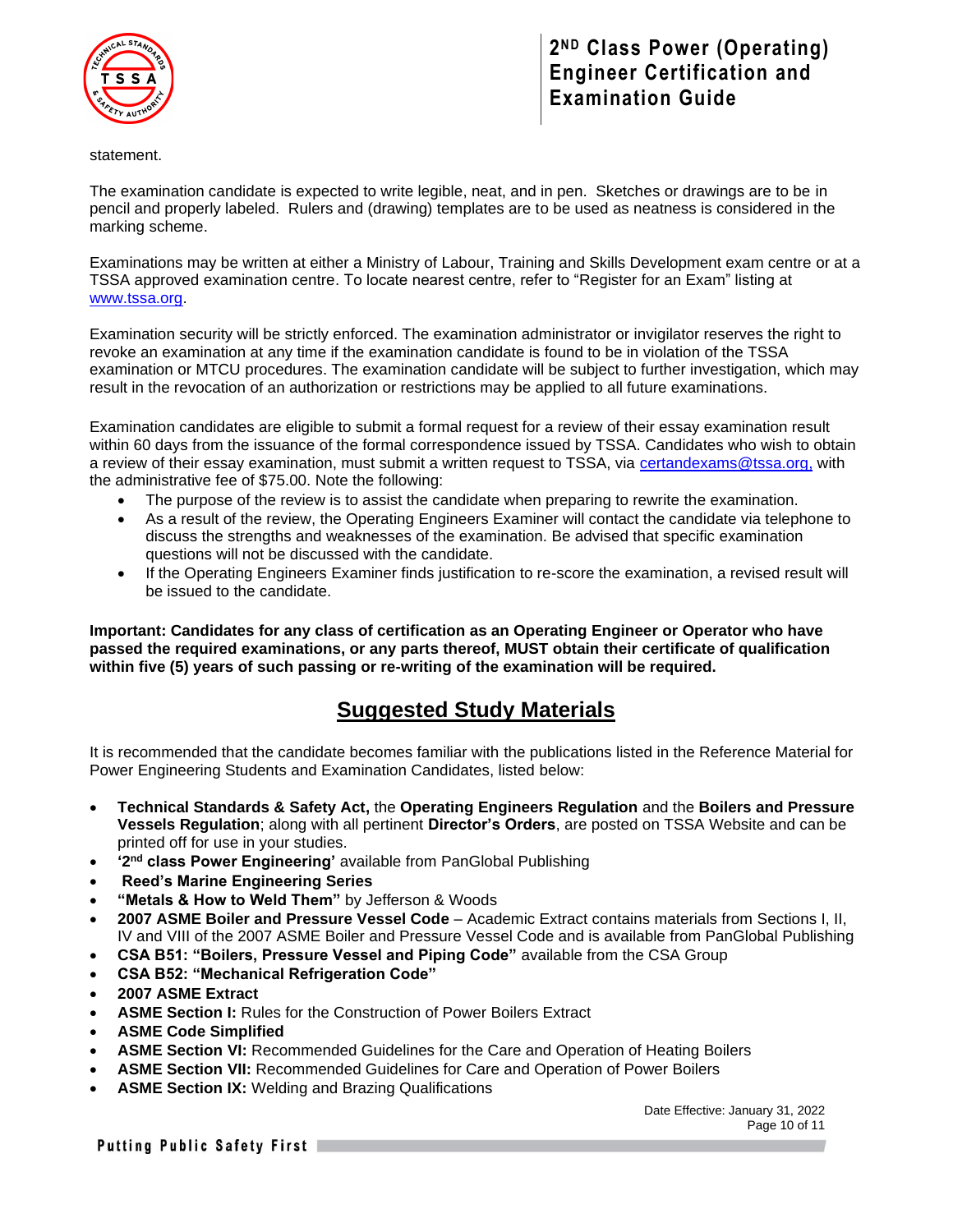statement.

The examination candidate is expected to write legible, neat, and in pen. Sketches or drawings are to be in pencil and properly labeled. Rulers and (drawing) templates are to be used as neatness is considered in the marking scheme.

Examinations may be written at either a Ministry of Labour, Training and Skills Development exam centre or at a TSSA approved examination centre. To locate nearest centre, refer to "Register for an Exam" listing at www.tssa.org.

Examination security will be strictly enforced. The examination administrator or invigilator reserves the right to revoke an examination at any time if the examination candidate is found to be in violation of the TSSA examination or MTCU procedures. The examination candidate will be subject to further investigation, which may result in the revocation of an authorization or restrictions may be applied to all future examinations.

Examination candidates are eligible to submit a formal request for a review of their essay examination result within 60 days from the issuance of the formal correspondence issued by TSSA. Candidates who wish to obtain a review of their essay examination, must submit a written request to TSSA, via certandexams@tssa.org, with the administrative fee of $75.00. Note the following:

- The purpose of the review is to assist the candidate when preparing to rewrite the examination.
- As a result of the review, the Operating Engineers Examiner will contact the candidate via telephone to discuss the strengths and weaknesses of the examination. Be advised that specific examination questions will not be discussed with the candidate.
- If the Operating Engineers Examiner finds justification to re-score the examination, a revised result will be issued to the candidate.

**Important: Candidates for any class of certification as an Operating Engineer or Operator who have passed the required examinations, or any parts thereof, MUST obtain their certificate of qualification within five (5) years of such passing or re-writing of the examination will be required.**

## Suggested Study Materials

It is recommended that the candidate becomes familiar with the publications listed in the Reference Material for Power Engineering Students and Examination Candidates, listed below:

- **Technical Standards & Safety Act,** the **Operating Engineers Regulation** and the **Boilers and Pressure Vessels Regulation**; along with all pertinent **Director's Orders**, are posted on TSSA Website and can be printed off for use in your studies.
- **'2nd class Power Engineering'** available from PanGlobal Publishing
- **Reed's Marine Engineering Series**
- **"Metals & How to Weld Them"** by Jefferson & Woods
- **2007 ASME Boiler and Pressure Vessel Code** – Academic Extract contains materials from Sections I, II, IV and VIII of the 2007 ASME Boiler and Pressure Vessel Code and is available from PanGlobal Publishing
- **CSA B51: "Boilers, Pressure Vessel and Piping Code"** available from the CSA Group
- **CSA B52: "Mechanical Refrigeration Code"**
- **2007 ASME Extract**
- **ASME Section I:** Rules for the Construction of Power Boilers Extract
- **ASME Code Simplified**
- **ASME Section VI:** Recommended Guidelines for the Care and Operation of Heating Boilers
- **ASME Section VII:** Recommended Guidelines for Care and Operation of Power Boilers
- **ASME Section IX:** Welding and Brazing Qualifications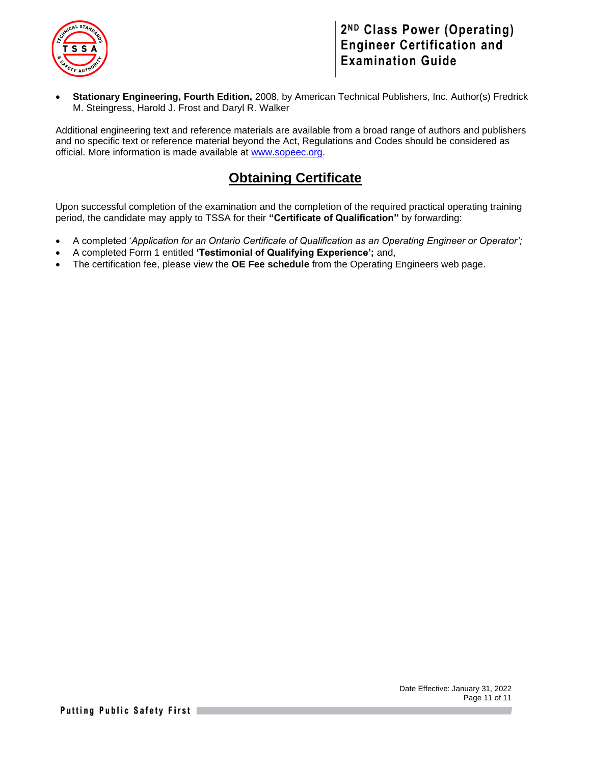- **Stationary Engineering, Fourth Edition,** 2008, by American Technical Publishers, Inc. Author(s) Fredrick M. Steingress, Harold J. Frost and Daryl R. Walker

Additional engineering text and reference materials are available from a broad range of authors and publishers and no specific text or reference material beyond the Act, Regulations and Codes should be considered as official. More information is made available at www.sopeec.org.

## Obtaining Certificate

Upon successful completion of the examination and the completion of the required practical operating training period, the candidate may apply to TSSA for their **"Certificate of Qualification"** by forwarding:

- A completed '*Application for an Ontario Certificate of Qualification as an Operating Engineer or Operator';*
- A completed Form 1 entitled **'Testimonial of Qualifying Experience';** and,
- The certification fee, please view the **OE Fee schedule** from the Operating Engineers web page.